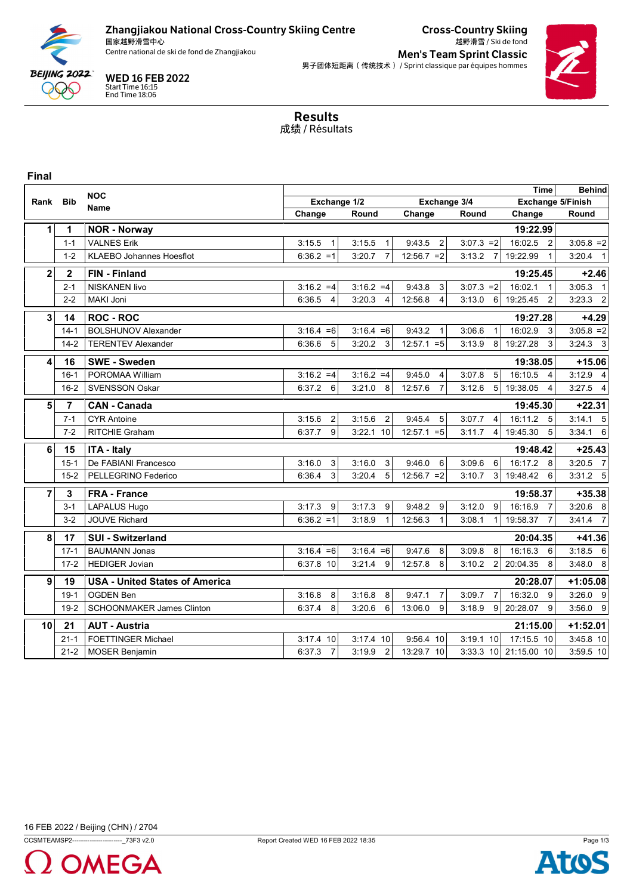**Zhangjiakou National Cross-Country Skiing Centre**
国家越野滑雪中心
Centre national de ski de fond de Zhangjiakou

**Cross-Country Skiing**
越野滑雪 / Ski de fond

**Men's Team Sprint Classic**
男子团体短距离（传统技术）/ Sprint classique par équipes hommes

**WED 16 FEB 2022**
Start Time 16:15
End Time 18:06

# Results
成绩 / Résultats

## Final

| Rank | Bib | NOC Name | Exchange 1/2 Change | | Exchange 1/2 Round | | Exchange 3/4 Change | | Exchange 3/4 Round | | Exchange 5/Finish Change (Time) | | Exchange 5/Finish Round (Behind) | |
|---|---|---|---|---|---|---|---|---|---|---|---|---|---|---|
| 1 | 1 | **NOR - Norway** | | | | | | | | | **19:22.99** | | | |
| | 1-1 | VALNES Erik | 3:15.5 | 1 | 3:15.5 | 1 | 9:43.5 | 2 | 3:07.3 | =2 | 16:02.5 | 2 | 3:05.8 | =2 |
| | 1-2 | KLAEBO Johannes Hoesflot | 6:36.2 | =1 | 3:20.7 | 7 | 12:56.7 | =2 | 3:13.2 | 7 | 19:22.99 | 1 | 3:20.4 | 1 |
| 2 | 2 | **FIN - Finland** | | | | | | | | | **19:25.45** | | **+2.46** | |
| | 2-1 | NISKANEN Iivo | 3:16.2 | =4 | 3:16.2 | =4 | 9:43.8 | 3 | 3:07.3 | =2 | 16:02.1 | 1 | 3:05.3 | 1 |
| | 2-2 | MAKI Joni | 6:36.5 | 4 | 3:20.3 | 4 | 12:56.8 | 4 | 3:13.0 | 6 | 19:25.45 | 2 | 3:23.3 | 2 |
| 3 | 14 | **ROC - ROC** | | | | | | | | | **19:27.28** | | **+4.29** | |
| | 14-1 | BOLSHUNOV Alexander | 3:16.4 | =6 | 3:16.4 | =6 | 9:43.2 | 1 | 3:06.6 | 1 | 16:02.9 | 3 | 3:05.8 | =2 |
| | 14-2 | TERENTEV Alexander | 6:36.6 | 5 | 3:20.2 | 3 | 12:57.1 | =5 | 3:13.9 | 8 | 19:27.28 | 3 | 3:24.3 | 3 |
| 4 | 16 | **SWE - Sweden** | | | | | | | | | **19:38.05** | | **+15.06** | |
| | 16-1 | POROMAA William | 3:16.2 | =4 | 3:16.2 | =4 | 9:45.0 | 4 | 3:07.8 | 5 | 16:10.5 | 4 | 3:12.9 | 4 |
| | 16-2 | SVENSSON Oskar | 6:37.2 | 6 | 3:21.0 | 8 | 12:57.6 | 7 | 3:12.6 | 5 | 19:38.05 | 4 | 3:27.5 | 4 |
| 5 | 7 | **CAN - Canada** | | | | | | | | | **19:45.30** | | **+22.31** | |
| | 7-1 | CYR Antoine | 3:15.6 | 2 | 3:15.6 | 2 | 9:45.4 | 5 | 3:07.7 | 4 | 16:11.2 | 5 | 3:14.1 | 5 |
| | 7-2 | RITCHIE Graham | 6:37.7 | 9 | 3:22.1 | 10 | 12:57.1 | =5 | 3:11.7 | 4 | 19:45.30 | 5 | 3:34.1 | 6 |
| 6 | 15 | **ITA - Italy** | | | | | | | | | **19:48.42** | | **+25.43** | |
| | 15-1 | De FABIANI Francesco | 3:16.0 | 3 | 3:16.0 | 3 | 9:46.0 | 6 | 3:09.6 | 6 | 16:17.2 | 8 | 3:20.5 | 7 |
| | 15-2 | PELLEGRINO Federico | 6:36.4 | 3 | 3:20.4 | 5 | 12:56.7 | =2 | 3:10.7 | 3 | 19:48.42 | 6 | 3:31.2 | 5 |
| 7 | 3 | **FRA - France** | | | | | | | | | **19:58.37** | | **+35.38** | |
| | 3-1 | LAPALUS Hugo | 3:17.3 | 9 | 3:17.3 | 9 | 9:48.2 | 9 | 3:12.0 | 9 | 16:16.9 | 7 | 3:20.6 | 8 |
| | 3-2 | JOUVE Richard | 6:36.2 | =1 | 3:18.9 | 1 | 12:56.3 | 1 | 3:08.1 | 1 | 19:58.37 | 7 | 3:41.4 | 7 |
| 8 | 17 | **SUI - Switzerland** | | | | | | | | | **20:04.35** | | **+41.36** | |
| | 17-1 | BAUMANN Jonas | 3:16.4 | =6 | 3:16.4 | =6 | 9:47.6 | 8 | 3:09.8 | 8 | 16:16.3 | 6 | 3:18.5 | 6 |
| | 17-2 | HEDIGER Jovian | 6:37.8 | 10 | 3:21.4 | 9 | 12:57.8 | 8 | 3:10.2 | 2 | 20:04.35 | 8 | 3:48.0 | 8 |
| 9 | 19 | **USA - United States of America** | | | | | | | | | **20:28.07** | | **+1:05.08** | |
| | 19-1 | OGDEN Ben | 3:16.8 | 8 | 3:16.8 | 8 | 9:47.1 | 7 | 3:09.7 | 7 | 16:32.0 | 9 | 3:26.0 | 9 |
| | 19-2 | SCHOONMAKER James Clinton | 6:37.4 | 8 | 3:20.6 | 6 | 13:06.0 | 9 | 3:18.9 | 9 | 20:28.07 | 9 | 3:56.0 | 9 |
| 10 | 21 | **AUT - Austria** | | | | | | | | | **21:15.00** | | **+1:52.01** | |
| | 21-1 | FOETTINGER Michael | 3:17.4 | 10 | 3:17.4 | 10 | 9:56.4 | 10 | 3:19.1 | 10 | 17:15.5 | 10 | 3:45.8 | 10 |
| | 21-2 | MOSER Benjamin | 6:37.3 | 7 | 3:19.9 | 2 | 13:29.7 | 10 | 3:33.3 | 10 | 21:15.00 | 10 | 3:59.5 | 10 |

16 FEB 2022 / Beijing (CHN) / 2704

CCSMTEAMSP2------------------------_73F3 v2.0 Report Created WED 16 FEB 2022 18:35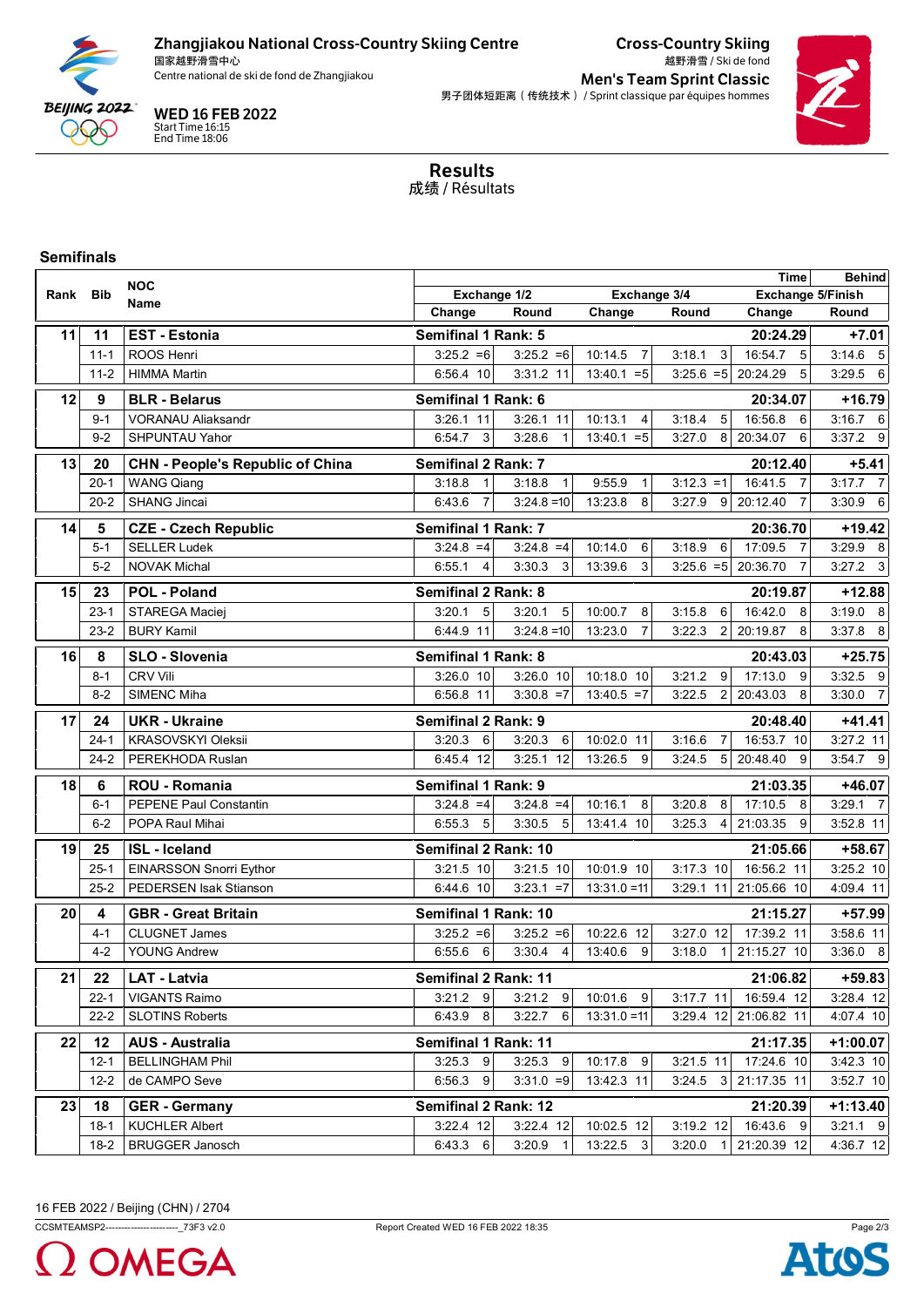# Zhangjiakou National Cross-Country Skiing Centre

国家越野滑雪中心

Centre national de ski de fond de Zhangjiakou

**WED 16 FEB 2022**
Start Time 16:15
End Time 18:06

## Cross-Country Skiing

越野滑雪 / Ski de fond

## Men's Team Sprint Classic

男子团体短距离（传统技术） / Sprint classique par équipes hommes

## Results

成绩 / Résultats

### Semifinals

| Rank | Bib | NOC Name | Exchange 1/2 Change | Exchange 1/2 Round | Exchange 3/4 Change | Exchange 3/4 Round | Exchange 5/Finish Change (Time) | Round (Behind) |
|---|---|---|---|---|---|---|---|---|
| 11 | 11 | **EST - Estonia** | **Semifinal 1 Rank: 5** | | | | **20:24.29** | **+7.01** |
| | 11-1 | ROOS Henri | 3:25.2 =6 | 3:25.2 =6 | 10:14.5 7 | 3:18.1 3 | 16:54.7 5 | 3:14.6 5 |
| | 11-2 | HIMMA Martin | 6:56.4 10 | 3:31.2 11 | 13:40.1 =5 | 3:25.6 =5 | 20:24.29 5 | 3:29.5 6 |
| 12 | 9 | **BLR - Belarus** | **Semifinal 1 Rank: 6** | | | | **20:34.07** | **+16.79** |
| | 9-1 | VORANAU Aliaksandr | 3:26.1 11 | 3:26.1 11 | 10:13.1 4 | 3:18.4 5 | 16:56.8 6 | 3:16.7 6 |
| | 9-2 | SHPUNTAU Yahor | 6:54.7 3 | 3:28.6 1 | 13:40.1 =5 | 3:27.0 8 | 20:34.07 6 | 3:37.2 9 |
| 13 | 20 | **CHN - People's Republic of China** | **Semifinal 2 Rank: 7** | | | | **20:12.40** | **+5.41** |
| | 20-1 | WANG Qiang | 3:18.8 1 | 3:18.8 1 | 9:55.9 1 | 3:12.3 =1 | 16:41.5 7 | 3:17.7 7 |
| | 20-2 | SHANG Jincai | 6:43.6 7 | 3:24.8 =10 | 13:23.8 8 | 3:27.9 9 | 20:12.40 7 | 3:30.9 6 |
| 14 | 5 | **CZE - Czech Republic** | **Semifinal 1 Rank: 7** | | | | **20:36.70** | **+19.42** |
| | 5-1 | SELLER Ludek | 3:24.8 =4 | 3:24.8 =4 | 10:14.0 6 | 3:18.9 6 | 17:09.5 7 | 3:29.9 8 |
| | 5-2 | NOVAK Michal | 6:55.1 4 | 3:30.3 3 | 13:39.6 3 | 3:25.6 =5 | 20:36.70 7 | 3:27.2 3 |
| 15 | 23 | **POL - Poland** | **Semifinal 2 Rank: 8** | | | | **20:19.87** | **+12.88** |
| | 23-1 | STAREGA Maciej | 3:20.1 5 | 3:20.1 5 | 10:00.7 8 | 3:15.8 6 | 16:42.0 8 | 3:19.0 8 |
| | 23-2 | BURY Kamil | 6:44.9 11 | 3:24.8 =10 | 13:23.0 7 | 3:22.3 2 | 20:19.87 8 | 3:37.8 8 |
| 16 | 8 | **SLO - Slovenia** | **Semifinal 1 Rank: 8** | | | | **20:43.03** | **+25.75** |
| | 8-1 | CRV Vili | 3:26.0 10 | 3:26.0 10 | 10:18.0 10 | 3:21.2 9 | 17:13.0 9 | 3:32.5 9 |
| | 8-2 | SIMENC Miha | 6:56.8 11 | 3:30.8 =7 | 13:40.5 =7 | 3:22.5 2 | 20:43.03 8 | 3:30.0 7 |
| 17 | 24 | **UKR - Ukraine** | **Semifinal 2 Rank: 9** | | | | **20:48.40** | **+41.41** |
| | 24-1 | KRASOVSKYI Oleksii | 3:20.3 6 | 3:20.3 6 | 10:02.0 11 | 3:16.6 7 | 16:53.7 10 | 3:27.2 11 |
| | 24-2 | PEREKHODA Ruslan | 6:45.4 12 | 3:25.1 12 | 13:26.5 9 | 3:24.5 5 | 20:48.40 9 | 3:54.7 9 |
| 18 | 6 | **ROU - Romania** | **Semifinal 1 Rank: 9** | | | | **21:03.35** | **+46.07** |
| | 6-1 | PEPENE Paul Constantin | 3:24.8 =4 | 3:24.8 =4 | 10:16.1 8 | 3:20.8 8 | 17:10.5 8 | 3:29.1 7 |
| | 6-2 | POPA Raul Mihai | 6:55.3 5 | 3:30.5 5 | 13:41.4 10 | 3:25.3 4 | 21:03.35 9 | 3:52.8 11 |
| 19 | 25 | **ISL - Iceland** | **Semifinal 2 Rank: 10** | | | | **21:05.66** | **+58.67** |
| | 25-1 | EINARSSON Snorri Eythor | 3:21.5 10 | 3:21.5 10 | 10:01.9 10 | 3:17.3 10 | 16:56.2 11 | 3:25.2 10 |
| | 25-2 | PEDERSEN Isak Stianson | 6:44.6 10 | 3:23.1 =7 | 13:31.0 =11 | 3:29.1 11 | 21:05.66 10 | 4:09.4 11 |
| 20 | 4 | **GBR - Great Britain** | **Semifinal 1 Rank: 10** | | | | **21:15.27** | **+57.99** |
| | 4-1 | CLUGNET James | 3:25.2 =6 | 3:25.2 =6 | 10:22.6 12 | 3:27.0 12 | 17:39.2 11 | 3:58.6 11 |
| | 4-2 | YOUNG Andrew | 6:55.6 6 | 3:30.4 4 | 13:40.6 9 | 3:18.0 1 | 21:15.27 10 | 3:36.0 8 |
| 21 | 22 | **LAT - Latvia** | **Semifinal 2 Rank: 11** | | | | **21:06.82** | **+59.83** |
| | 22-1 | VIGANTS Raimo | 3:21.2 9 | 3:21.2 9 | 10:01.6 9 | 3:17.7 11 | 16:59.4 12 | 3:28.4 12 |
| | 22-2 | SLOTINS Roberts | 6:43.9 8 | 3:22.7 6 | 13:31.0 =11 | 3:29.4 12 | 21:06.82 11 | 4:07.4 10 |
| 22 | 12 | **AUS - Australia** | **Semifinal 1 Rank: 11** | | | | **21:17.35** | **+1:00.07** |
| | 12-1 | BELLINGHAM Phil | 3:25.3 9 | 3:25.3 9 | 10:17.8 9 | 3:21.5 11 | 17:24.6 10 | 3:42.3 10 |
| | 12-2 | de CAMPO Seve | 6:56.3 9 | 3:31.0 =9 | 13:42.3 11 | 3:24.5 3 | 21:17.35 11 | 3:52.7 10 |
| 23 | 18 | **GER - Germany** | **Semifinal 2 Rank: 12** | | | | **21:20.39** | **+1:13.40** |
| | 18-1 | KUCHLER Albert | 3:22.4 12 | 3:22.4 12 | 10:02.5 12 | 3:19.2 12 | 16:43.6 9 | 3:21.1 9 |
| | 18-2 | BRUGGER Janosch | 6:43.3 6 | 3:20.9 1 | 13:22.5 3 | 3:20.0 1 | 21:20.39 12 | 4:36.7 12 |

16 FEB 2022 / Beijing (CHN) / 2704

CCSMTEAMSP2------------------------_73F3 v2.0 | Report Created WED 16 FEB 2022 18:35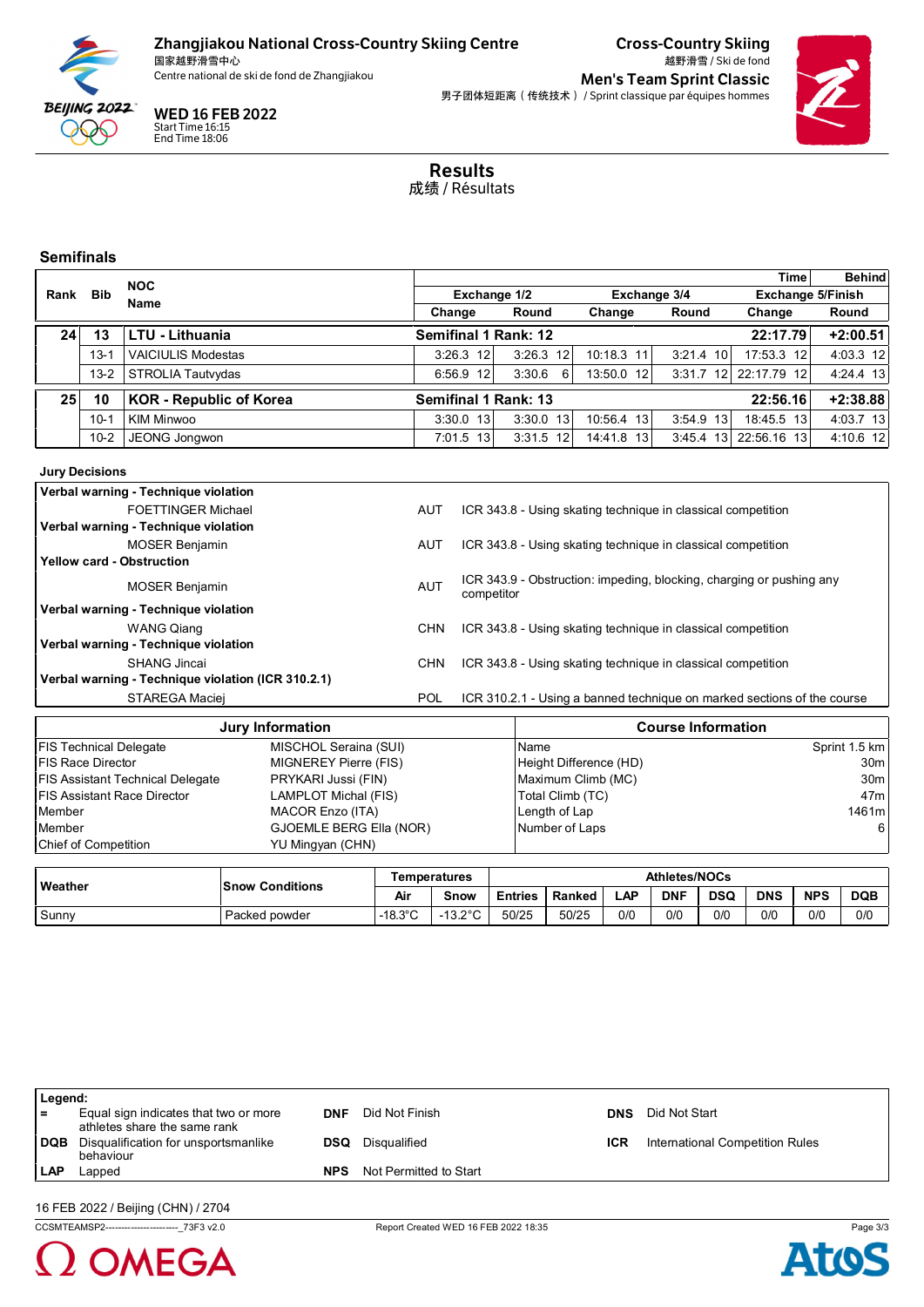Zhangjiakou National Cross-Country Skiing Centre
国家越野滑雪中心
Centre national de ski de fond de Zhangjiakou

WED 16 FEB 2022
Start Time 16:15
End Time 18:06

Cross-Country Skiing
越野滑雪 / Ski de fond
Men's Team Sprint Classic
男子团体短距离（传统技术） / Sprint classique par équipes hommes

# Results
成绩 / Résultats

## Semifinals

| Rank | Bib | NOC Name | Exchange 1/2 Change | Exchange 1/2 Round | Exchange 3/4 Change | Exchange 3/4 Round | Exchange 5/Finish Change (Time) | Exchange 5/Finish Round (Behind) |
|---|---|---|---|---|---|---|---|---|
| 24 | 13 | **LTU - Lithuania** | **Semifinal 1 Rank: 12** | | | | **22:17.79** | **+2:00.51** |
| | 13-1 | VAICIULIS Modestas | 3:26.3 12 | 3:26.3 12 | 10:18.3 11 | 3:21.4 10 | 17:53.3 12 | 4:03.3 12 |
| | 13-2 | STROLIA Tautvydas | 6:56.9 12 | 3:30.6 6 | 13:50.0 12 | 3:31.7 12 | 22:17.79 12 | 4:24.4 13 |
| 25 | 10 | **KOR - Republic of Korea** | **Semifinal 1 Rank: 13** | | | | **22:56.16** | **+2:38.88** |
| | 10-1 | KIM Minwoo | 3:30.0 13 | 3:30.0 13 | 10:56.4 13 | 3:54.9 13 | 18:45.5 13 | 4:03.7 13 |
| | 10-2 | JEONG Jongwon | 7:01.5 13 | 3:31.5 12 | 14:41.8 13 | 3:45.4 13 | 22:56.16 13 | 4:10.6 12 |

### Jury Decisions

| | | |
|---|---|---|
| **Verbal warning - Technique violation** | | |
| FOETTINGER Michael | AUT | ICR 343.8 - Using skating technique in classical competition |
| **Verbal warning - Technique violation** | | |
| MOSER Benjamin | AUT | ICR 343.8 - Using skating technique in classical competition |
| **Yellow card - Obstruction** | | |
| MOSER Benjamin | AUT | ICR 343.9 - Obstruction: impeding, blocking, charging or pushing any competitor |
| **Verbal warning - Technique violation** | | |
| WANG Qiang | CHN | ICR 343.8 - Using skating technique in classical competition |
| **Verbal warning - Technique violation** | | |
| SHANG Jincai | CHN | ICR 343.8 - Using skating technique in classical competition |
| **Verbal warning - Technique violation (ICR 310.2.1)** | | |
| STAREGA Maciej | POL | ICR 310.2.1 - Using a banned technique on marked sections of the course |

| Jury Information | |
|---|---|
| FIS Technical Delegate | MISCHOL Seraina (SUI) |
| FIS Race Director | MIGNEREY Pierre (FIS) |
| FIS Assistant Technical Delegate | PRYKARI Jussi (FIN) |
| FIS Assistant Race Director | LAMPLOT Michal (FIS) |
| Member | MACOR Enzo (ITA) |
| Member | GJOEMLE BERG Ella (NOR) |
| Chief of Competition | YU Mingyan (CHN) |

| Course Information | |
|---|---|
| Name | Sprint 1.5 km |
| Height Difference (HD) | 30m |
| Maximum Climb (MC) | 30m |
| Total Climb (TC) | 47m |
| Length of Lap | 1461m |
| Number of Laps | 6 |

| Weather | Snow Conditions | Temperatures Air | Temperatures Snow | Entries | Ranked | LAP | DNF | DSQ | DNS | NPS | DQB |
|---|---|---|---|---|---|---|---|---|---|---|---|
| Sunny | Packed powder | -18.3°C | -13.2°C | 50/25 | 50/25 | 0/0 | 0/0 | 0/0 | 0/0 | 0/0 | 0/0 |

**Legend:**

| | | | | | |
|---|---|---|---|---|---|
| = | Equal sign indicates that two or more athletes share the same rank | DNF | Did Not Finish | DNS | Did Not Start |
| DQB | Disqualification for unsportsmanlike behaviour | DSQ | Disqualified | ICR | International Competition Rules |
| LAP | Lapped | NPS | Not Permitted to Start | | |

16 FEB 2022 / Beijing (CHN) / 2704

CCSMTEAMSP2------------------------_73F3 v2.0 Report Created WED 16 FEB 2022 18:35